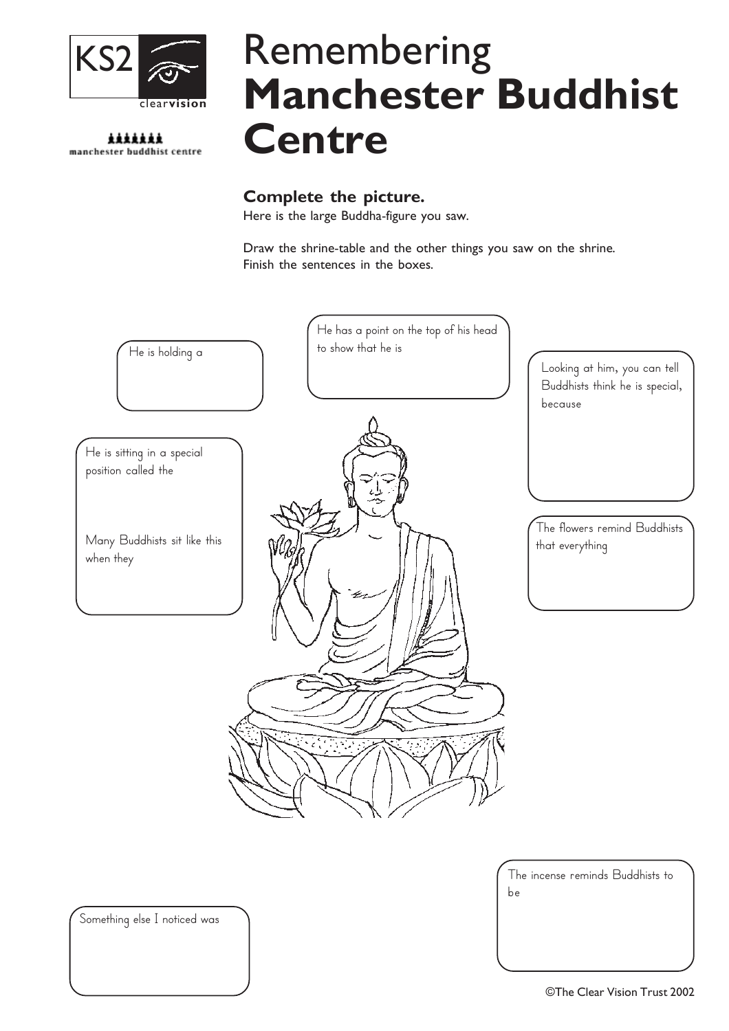KS2 clearvision

manchester buddhist centre

# Remembering **Manchester Buddhist Centre**

### Complete the picture.

Here is the large Buddha-figure you saw.

Draw the shrine-table and the other things you saw on the shrine.
Finish the sentences in the boxes.

He is holding a

He has a point on the top of his head to show that he is

Looking at him, you can tell Buddhists think he is special, because

He is sitting in a special position called the

Many Buddhists sit like this when they

The flowers remind Buddhists that everything

The incense reminds Buddhists to be

Something else I noticed was

©The Clear Vision Trust 2002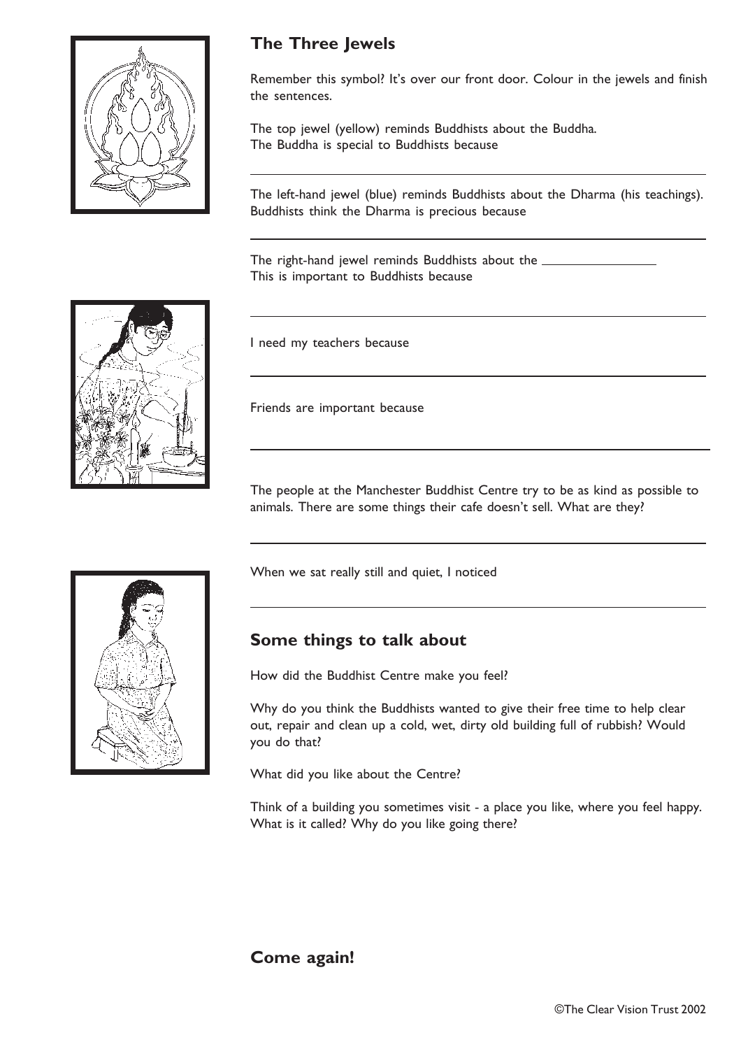## The Three Jewels

Remember this symbol? It's over our front door. Colour in the jewels and finish the sentences.

The top jewel (yellow) reminds Buddhists about the Buddha.
The Buddha is special to Buddhists because

______________________________________________

The left-hand jewel (blue) reminds Buddhists about the Dharma (his teachings). Buddhists think the Dharma is precious because

______________________________________________

The right-hand jewel reminds Buddhists about the ________________
This is important to Buddhists because

______________________________________________

I need my teachers because

______________________________________________

Friends are important because

______________________________________________

The people at the Manchester Buddhist Centre try to be as kind as possible to animals. There are some things their cafe doesn't sell. What are they?

______________________________________________

When we sat really still and quiet, I noticed

______________________________________________

## Some things to talk about

How did the Buddhist Centre make you feel?

Why do you think the Buddhists wanted to give their free time to help clear out, repair and clean up a cold, wet, dirty old building full of rubbish? Would you do that?

What did you like about the Centre?

Think of a building you sometimes visit - a place you like, where you feel happy. What is it called? Why do you like going there?

## Come again!

©The Clear Vision Trust 2002